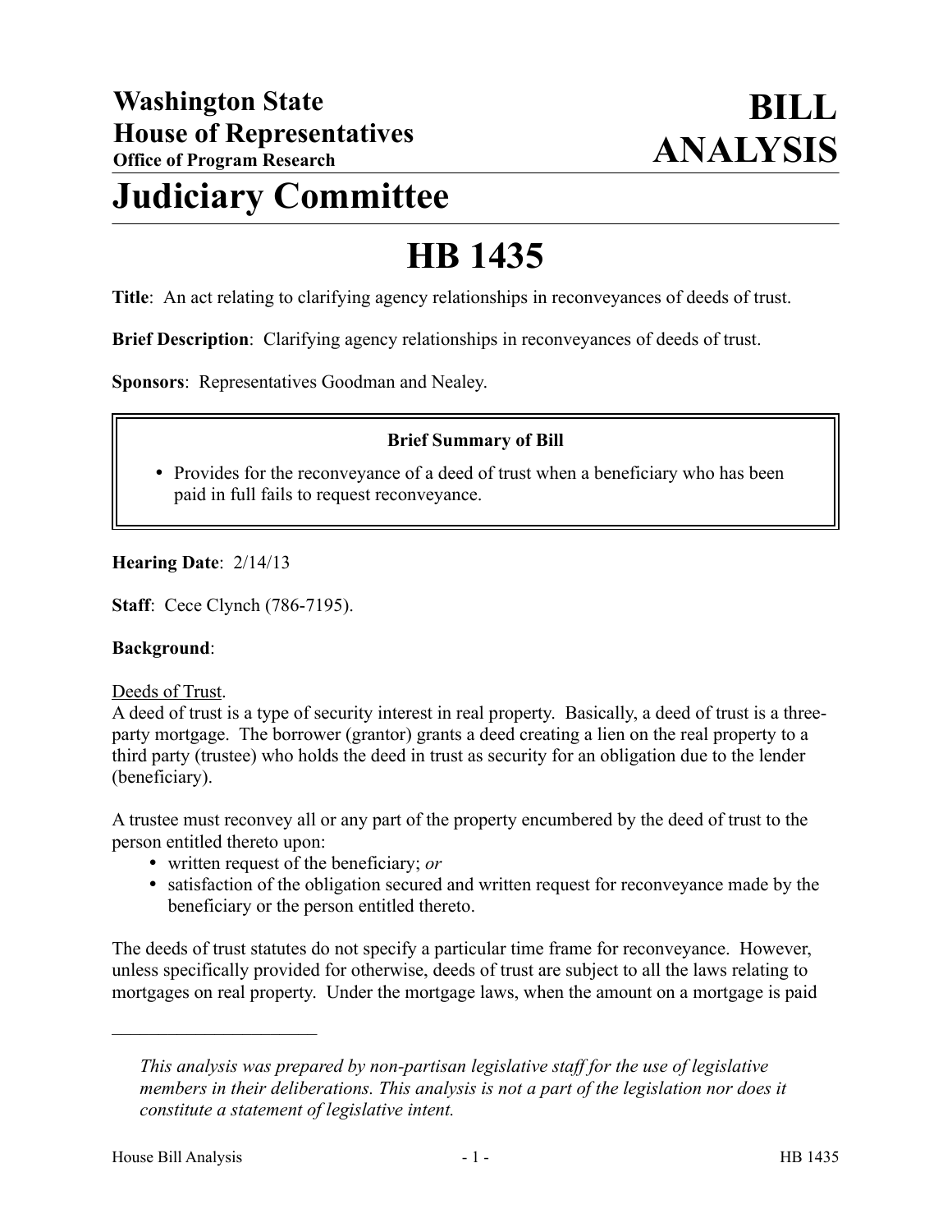**Washington State House of Representatives**
**Office of Program Research**

# BILL ANALYSIS

# Judiciary Committee

# HB 1435

**Title**: An act relating to clarifying agency relationships in reconveyances of deeds of trust.

**Brief Description**: Clarifying agency relationships in reconveyances of deeds of trust.

**Sponsors**: Representatives Goodman and Nealey.

**Brief Summary of Bill**

- Provides for the reconveyance of a deed of trust when a beneficiary who has been paid in full fails to request reconveyance.

**Hearing Date**: 2/14/13

**Staff**: Cece Clynch (786-7195).

**Background**:

Deeds of Trust.
A deed of trust is a type of security interest in real property. Basically, a deed of trust is a three-party mortgage. The borrower (grantor) grants a deed creating a lien on the real property to a third party (trustee) who holds the deed in trust as security for an obligation due to the lender (beneficiary).

A trustee must reconvey all or any part of the property encumbered by the deed of trust to the person entitled thereto upon:

- written request of the beneficiary; *or*
- satisfaction of the obligation secured and written request for reconveyance made by the beneficiary or the person entitled thereto.

The deeds of trust statutes do not specify a particular time frame for reconveyance. However, unless specifically provided for otherwise, deeds of trust are subject to all the laws relating to mortgages on real property. Under the mortgage laws, when the amount on a mortgage is paid

---

*This analysis was prepared by non-partisan legislative staff for the use of legislative members in their deliberations. This analysis is not a part of the legislation nor does it constitute a statement of legislative intent.*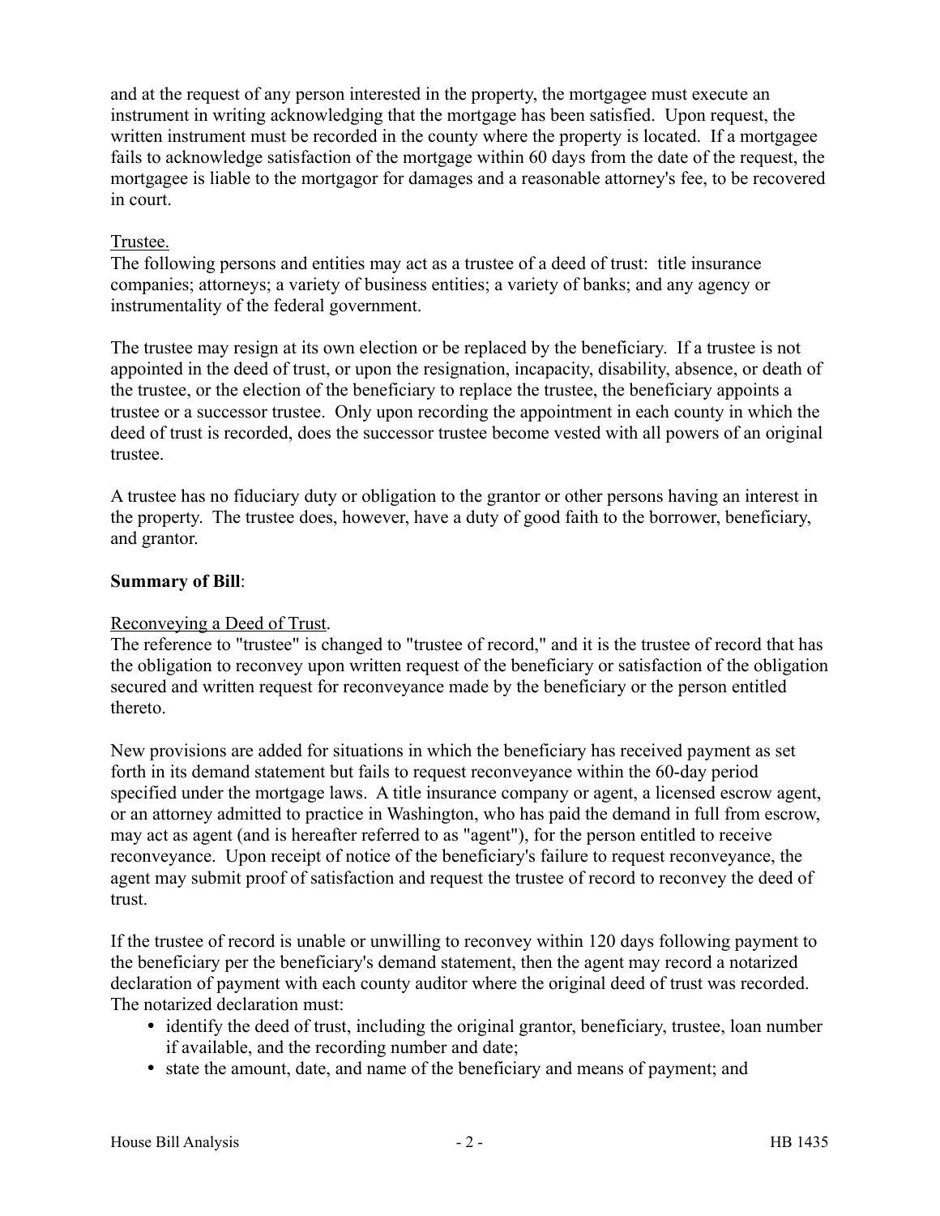and at the request of any person interested in the property, the mortgagee must execute an instrument in writing acknowledging that the mortgage has been satisfied. Upon request, the written instrument must be recorded in the county where the property is located. If a mortgagee fails to acknowledge satisfaction of the mortgage within 60 days from the date of the request, the mortgagee is liable to the mortgagor for damages and a reasonable attorney's fee, to be recovered in court.

Trustee.

The following persons and entities may act as a trustee of a deed of trust: title insurance companies; attorneys; a variety of business entities; a variety of banks; and any agency or instrumentality of the federal government.

The trustee may resign at its own election or be replaced by the beneficiary. If a trustee is not appointed in the deed of trust, or upon the resignation, incapacity, disability, absence, or death of the trustee, or the election of the beneficiary to replace the trustee, the beneficiary appoints a trustee or a successor trustee. Only upon recording the appointment in each county in which the deed of trust is recorded, does the successor trustee become vested with all powers of an original trustee.

A trustee has no fiduciary duty or obligation to the grantor or other persons having an interest in the property. The trustee does, however, have a duty of good faith to the borrower, beneficiary, and grantor.

**Summary of Bill**:

Reconveying a Deed of Trust.

The reference to "trustee" is changed to "trustee of record," and it is the trustee of record that has the obligation to reconvey upon written request of the beneficiary or satisfaction of the obligation secured and written request for reconveyance made by the beneficiary or the person entitled thereto.

New provisions are added for situations in which the beneficiary has received payment as set forth in its demand statement but fails to request reconveyance within the 60-day period specified under the mortgage laws. A title insurance company or agent, a licensed escrow agent, or an attorney admitted to practice in Washington, who has paid the demand in full from escrow, may act as agent (and is hereafter referred to as "agent"), for the person entitled to receive reconveyance. Upon receipt of notice of the beneficiary's failure to request reconveyance, the agent may submit proof of satisfaction and request the trustee of record to reconvey the deed of trust.

If the trustee of record is unable or unwilling to reconvey within 120 days following payment to the beneficiary per the beneficiary's demand statement, then the agent may record a notarized declaration of payment with each county auditor where the original deed of trust was recorded. The notarized declaration must:

- identify the deed of trust, including the original grantor, beneficiary, trustee, loan number if available, and the recording number and date;
- state the amount, date, and name of the beneficiary and means of payment; and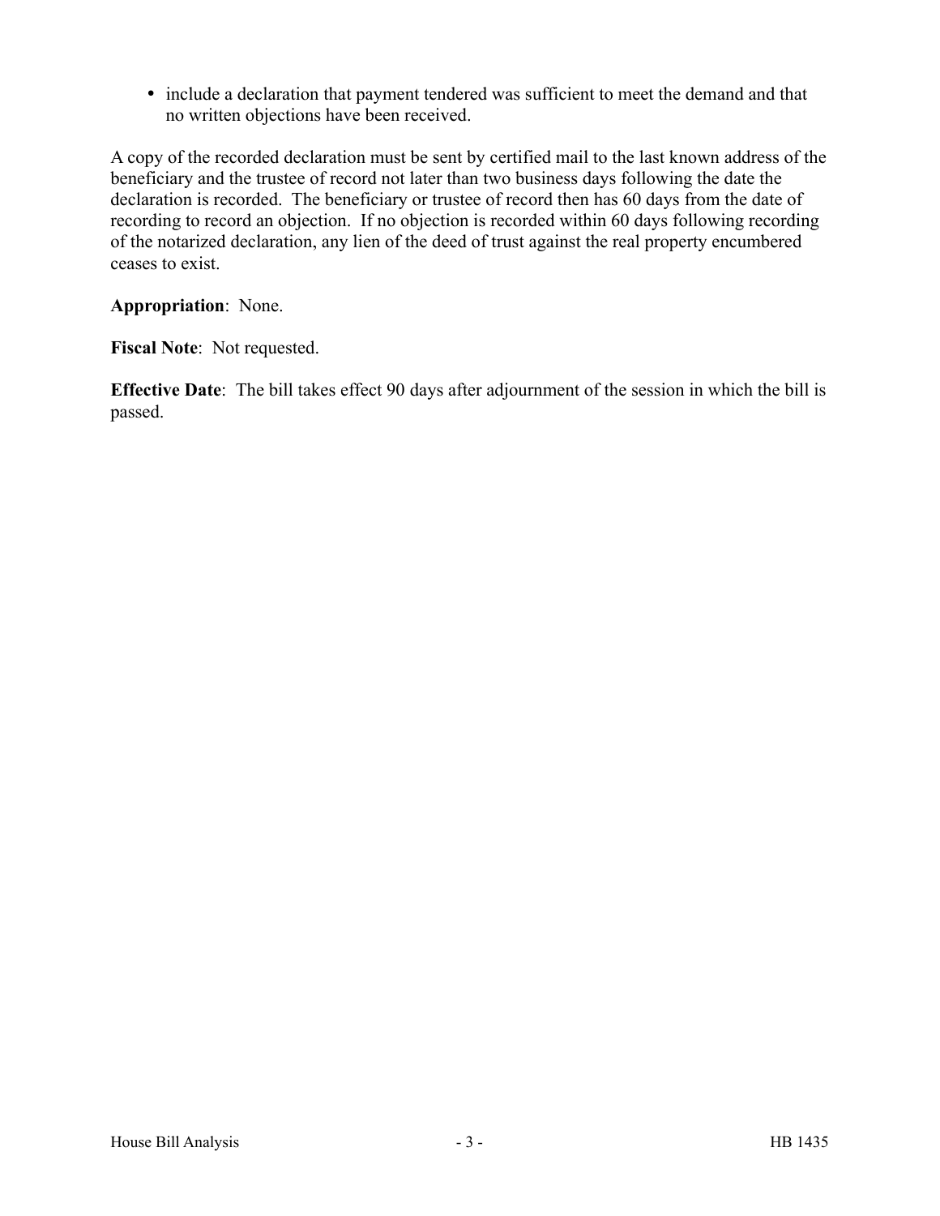- include a declaration that payment tendered was sufficient to meet the demand and that no written objections have been received.

A copy of the recorded declaration must be sent by certified mail to the last known address of the beneficiary and the trustee of record not later than two business days following the date the declaration is recorded. The beneficiary or trustee of record then has 60 days from the date of recording to record an objection. If no objection is recorded within 60 days following recording of the notarized declaration, any lien of the deed of trust against the real property encumbered ceases to exist.

**Appropriation**: None.

**Fiscal Note**: Not requested.

**Effective Date**: The bill takes effect 90 days after adjournment of the session in which the bill is passed.